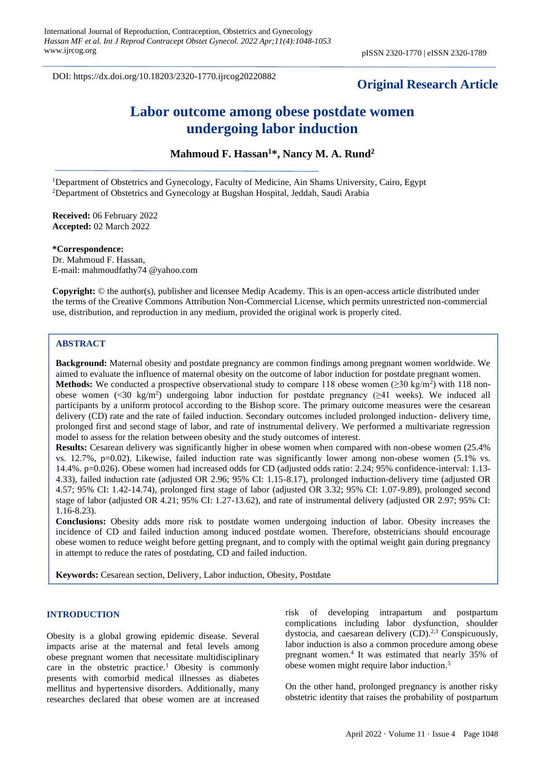DOI: https://dx.doi.org/10.18203/2320-1770.ijrcog20220882

**Original Research Article**

# Labor outcome among obese postdate women undergoing labor induction

**Mahmoud F. Hassan[1]*, Nancy M. A. Rund[2]**

[1]Department of Obstetrics and Gynecology, Faculty of Medicine, Ain Shams University, Cairo, Egypt
[2]Department of Obstetrics and Gynecology at Bugshan Hospital, Jeddah, Saudi Arabia

**Received:** 06 February 2022
**Accepted:** 02 March 2022

***Correspondence:**
Dr. Mahmoud F. Hassan,
E-mail: mahmoudfathy74 @yahoo.com

**Copyright:** © the author(s), publisher and licensee Medip Academy. This is an open-access article distributed under the terms of the Creative Commons Attribution Non-Commercial License, which permits unrestricted non-commercial use, distribution, and reproduction in any medium, provided the original work is properly cited.

## ABSTRACT

**Background:** Maternal obesity and postdate pregnancy are common findings among pregnant women worldwide. We aimed to evaluate the influence of maternal obesity on the outcome of labor induction for postdate pregnant women.

**Methods:** We conducted a prospective observational study to compare 118 obese women ($\geq$30 kg/m$^2$) with 118 non-obese women (<30 kg/m$^2$) undergoing labor induction for postdate pregnancy ($\geq$41 weeks). We induced all participants by a uniform protocol according to the Bishop score. The primary outcome measures were the cesarean delivery (CD) rate and the rate of failed induction. Secondary outcomes included prolonged induction- delivery time, prolonged first and second stage of labor, and rate of instrumental delivery. We performed a multivariate regression model to assess for the relation between obesity and the study outcomes of interest.

**Results:** Cesarean delivery was significantly higher in obese women when compared with non-obese women (25.4% vs. 12.7%, p=0.02). Likewise, failed induction rate was significantly lower among non-obese women (5.1% vs. 14.4%. p=0.026). Obese women had increased odds for CD (adjusted odds ratio: 2.24; 95% confidence-interval: 1.13-4.33), failed induction rate (adjusted OR 2.96; 95% CI: 1.15-8.17), prolonged induction-delivery time (adjusted OR 4.57; 95% CI: 1.42-14.74), prolonged first stage of labor (adjusted OR 3.32; 95% CI: 1.07-9.89), prolonged second stage of labor (adjusted OR 4.21; 95% CI: 1.27-13.62), and rate of instrumental delivery (adjusted OR 2.97; 95% CI: 1.16-8.23).

**Conclusions:** Obesity adds more risk to postdate women undergoing induction of labor. Obesity increases the incidence of CD and failed induction among induced postdate women. Therefore, obstetricians should encourage obese women to reduce weight before getting pregnant, and to comply with the optimal weight gain during pregnancy in attempt to reduce the rates of postdating, CD and failed induction.

**Keywords:** Cesarean section, Delivery, Labor induction, Obesity, Postdate

## INTRODUCTION

Obesity is a global growing epidemic disease. Several impacts arise at the maternal and fetal levels among obese pregnant women that necessitate multidisciplinary care in the obstetric practice.[1] Obesity is commonly presents with comorbid medical illnesses as diabetes mellitus and hypertensive disorders. Additionally, many researches declared that obese women are at increased risk of developing intrapartum and postpartum complications including labor dysfunction, shoulder dystocia, and caesarean delivery (CD).[2,3] Conspicuously, labor induction is also a common procedure among obese pregnant women.[4] It was estimated that nearly 35% of obese women might require labor induction.[5]

On the other hand, prolonged pregnancy is another risky obstetric identity that raises the probability of postpartum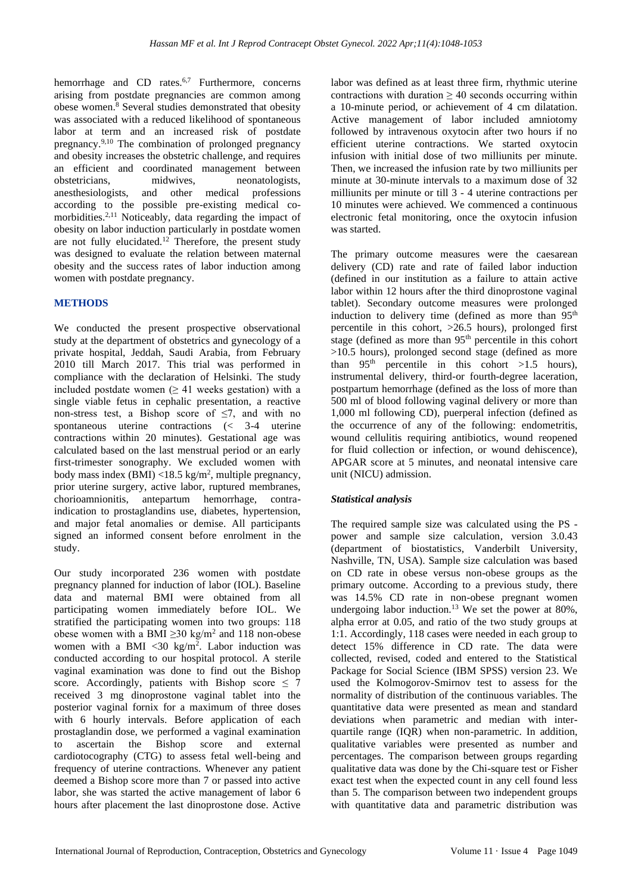hemorrhage and CD rates.[6,7] Furthermore, concerns arising from postdate pregnancies are common among obese women.[8] Several studies demonstrated that obesity was associated with a reduced likelihood of spontaneous labor at term and an increased risk of postdate pregnancy.[9,10] The combination of prolonged pregnancy and obesity increases the obstetric challenge, and requires an efficient and coordinated management between obstetricians, midwives, neonatologists, anesthesiologists, and other medical professions according to the possible pre-existing medical co-morbidities.[2,11] Noticeably, data regarding the impact of obesity on labor induction particularly in postdate women are not fully elucidated.[12] Therefore, the present study was designed to evaluate the relation between maternal obesity and the success rates of labor induction among women with postdate pregnancy.

## METHODS

We conducted the present prospective observational study at the department of obstetrics and gynecology of a private hospital, Jeddah, Saudi Arabia, from February 2010 till March 2017. This trial was performed in compliance with the declaration of Helsinki. The study included postdate women ($\geq$ 41 weeks gestation) with a single viable fetus in cephalic presentation, a reactive non-stress test, a Bishop score of $\leq$7, and with no spontaneous uterine contractions (< 3-4 uterine contractions within 20 minutes). Gestational age was calculated based on the last menstrual period or an early first-trimester sonography. We excluded women with body mass index (BMI) <18.5 kg/m$^2$, multiple pregnancy, prior uterine surgery, active labor, ruptured membranes, chorioamnionitis, antepartum hemorrhage, contra-indication to prostaglandins use, diabetes, hypertension, and major fetal anomalies or demise. All participants signed an informed consent before enrolment in the study.

Our study incorporated 236 women with postdate pregnancy planned for induction of labor (IOL). Baseline data and maternal BMI were obtained from all participating women immediately before IOL. We stratified the participating women into two groups: 118 obese women with a BMI $\geq$30 kg/m$^2$ and 118 non-obese women with a BMI <30 kg/m$^2$. Labor induction was conducted according to our hospital protocol. A sterile vaginal examination was done to find out the Bishop score. Accordingly, patients with Bishop score $\leq$ 7 received 3 mg dinoprostone vaginal tablet into the posterior vaginal fornix for a maximum of three doses with 6 hourly intervals. Before application of each prostaglandin dose, we performed a vaginal examination to ascertain the Bishop score and external cardiotocography (CTG) to assess fetal well-being and frequency of uterine contractions. Whenever any patient deemed a Bishop score more than 7 or passed into active labor, she was started the active management of labor 6 hours after placement the last dinoprostone dose. Active labor was defined as at least three firm, rhythmic uterine contractions with duration $\geq$ 40 seconds occurring within a 10-minute period, or achievement of 4 cm dilatation. Active management of labor included amniotomy followed by intravenous oxytocin after two hours if no efficient uterine contractions. We started oxytocin infusion with initial dose of two milliunits per minute. Then, we increased the infusion rate by two milliunits per minute at 30-minute intervals to a maximum dose of 32 milliunits per minute or till 3 - 4 uterine contractions per 10 minutes were achieved. We commenced a continuous electronic fetal monitoring, once the oxytocin infusion was started.

The primary outcome measures were the caesarean delivery (CD) rate and rate of failed labor induction (defined in our institution as a failure to attain active labor within 12 hours after the third dinoprostone vaginal tablet). Secondary outcome measures were prolonged induction to delivery time (defined as more than 95$^{th}$ percentile in this cohort, >26.5 hours), prolonged first stage (defined as more than 95$^{th}$ percentile in this cohort >10.5 hours), prolonged second stage (defined as more than 95$^{th}$ percentile in this cohort >1.5 hours), instrumental delivery, third-or fourth-degree laceration, postpartum hemorrhage (defined as the loss of more than 500 ml of blood following vaginal delivery or more than 1,000 ml following CD), puerperal infection (defined as the occurrence of any of the following: endometritis, wound cellulitis requiring antibiotics, wound reopened for fluid collection or infection, or wound dehiscence), APGAR score at 5 minutes, and neonatal intensive care unit (NICU) admission.

### *Statistical analysis*

The required sample size was calculated using the PS - power and sample size calculation, version 3.0.43 (department of biostatistics, Vanderbilt University, Nashville, TN, USA). Sample size calculation was based on CD rate in obese versus non-obese groups as the primary outcome. According to a previous study, there was 14.5% CD rate in non-obese pregnant women undergoing labor induction.[13] We set the power at 80%, alpha error at 0.05, and ratio of the two study groups at 1:1. Accordingly, 118 cases were needed in each group to detect 15% difference in CD rate. The data were collected, revised, coded and entered to the Statistical Package for Social Science (IBM SPSS) version 23. We used the Kolmogorov-Smirnov test to assess for the normality of distribution of the continuous variables. The quantitative data were presented as mean and standard deviations when parametric and median with inter-quartile range (IQR) when non-parametric. In addition, qualitative variables were presented as number and percentages. The comparison between groups regarding qualitative data was done by the Chi-square test or Fisher exact test when the expected count in any cell found less than 5. The comparison between two independent groups with quantitative data and parametric distribution was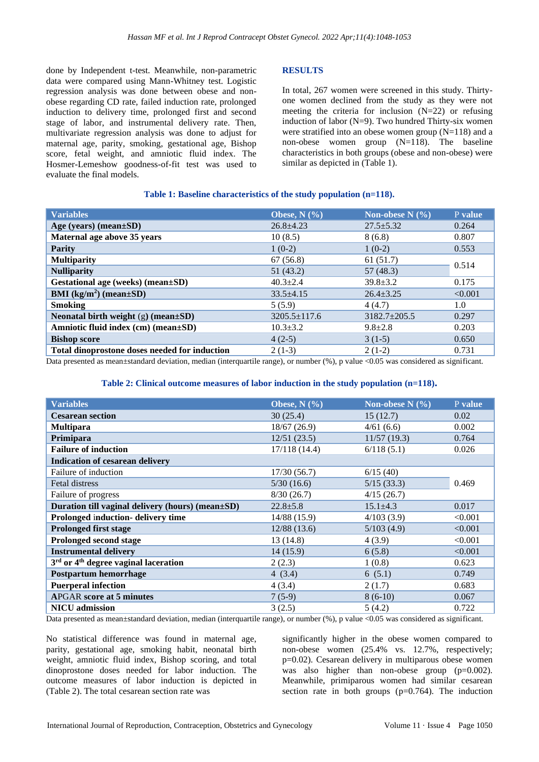done by Independent t-test. Meanwhile, non-parametric data were compared using Mann-Whitney test. Logistic regression analysis was done between obese and non-obese regarding CD rate, failed induction rate, prolonged induction to delivery time, prolonged first and second stage of labor, and instrumental delivery rate. Then, multivariate regression analysis was done to adjust for maternal age, parity, smoking, gestational age, Bishop score, fetal weight, and amniotic fluid index. The Hosmer-Lemeshow goodness-of-fit test was used to evaluate the final models.

## RESULTS

In total, 267 women were screened in this study. Thirty-one women declined from the study as they were not meeting the criteria for inclusion (N=22) or refusing induction of labor (N=9). Two hundred Thirty-six women were stratified into an obese women group (N=118) and a non-obese women group (N=118). The baseline characteristics in both groups (obese and non-obese) were similar as depicted in (Table 1).

**Table 1: Baseline characteristics of the study population (n=118).**

| Variables | Obese, N (%) | Non-obese N (%) | P value |
|---|---|---|---|
| **Age (years) (mean±SD)** | 26.8±4.23 | 27.5±5.32 | 0.264 |
| **Maternal age above 35 years** | 10 (8.5) | 8 (6.8) | 0.807 |
| **Parity** | 1 (0-2) | 1 (0-2) | 0.553 |
| **Multiparity** | 67 (56.8) | 61 (51.7) | 0.514 |
| **Nulliparity** | 51 (43.2) | 57 (48.3) | |
| **Gestational age (weeks) (mean±SD)** | 40.3±2.4 | 39.8±3.2 | 0.175 |
| **BMI (kg/m$^2$) (mean±SD)** | 33.5±4.15 | 26.4±3.25 | <0.001 |
| **Smoking** | 5 (5.9) | 4 (4.7) | 1.0 |
| **Neonatal birth weight (g) (mean±SD)** | 3205.5±117.6 | 3182.7±205.5 | 0.297 |
| **Amniotic fluid index (cm) (mean±SD)** | 10.3±3.2 | 9.8±2.8 | 0.203 |
| **Bishop score** | 4 (2-5) | 3 (1-5) | 0.650 |
| **Total dinoprostone doses needed for induction** | 2 (1-3) | 2 (1-2) | 0.731 |

Data presented as mean±standard deviation, median (interquartile range), or number (%), p value <0.05 was considered as significant.

**Table 2: Clinical outcome measures of labor induction in the study population (n=118).**

| Variables | Obese, N (%) | Non-obese N (%) | P value |
|---|---|---|---|
| **Cesarean section** | 30 (25.4) | 15 (12.7) | 0.02 |
| **Multipara** | 18/67 (26.9) | 4/61 (6.6) | 0.002 |
| **Primipara** | 12/51 (23.5) | 11/57 (19.3) | 0.764 |
| **Failure of induction** | 17/118 (14.4) | 6/118 (5.1) | 0.026 |
| **Indication of cesarean delivery** | | | |
| Failure of induction | 17/30 (56.7) | 6/15 (40) | 0.469 |
| Fetal distress | 5/30 (16.6) | 5/15 (33.3) | |
| Failure of progress | 8/30 (26.7) | 4/15 (26.7) | |
| **Duration till vaginal delivery (hours) (mean±SD)** | 22.8±5.8 | 15.1±4.3 | 0.017 |
| **Prolonged induction- delivery time** | 14/88 (15.9) | 4/103 (3.9) | <0.001 |
| **Prolonged first stage** | 12/88 (13.6) | 5/103 (4.9) | <0.001 |
| **Prolonged second stage** | 13 (14.8) | 4 (3.9) | <0.001 |
| **Instrumental delivery** | 14 (15.9) | 6 (5.8) | <0.001 |
| **3rd or 4th degree vaginal laceration** | 2 (2.3) | 1 (0.8) | 0.623 |
| **Postpartum hemorrhage** | 4 (3.4) | 6 (5.1) | 0.749 |
| **Puerperal infection** | 4 (3.4) | 2 (1.7) | 0.683 |
| **APGAR score at 5 minutes** | 7 (5-9) | 8 (6-10) | 0.067 |
| **NICU admission** | 3 (2.5) | 5 (4.2) | 0.722 |

Data presented as mean±standard deviation, median (interquartile range), or number (%), p value <0.05 was considered as significant.

No statistical difference was found in maternal age, parity, gestational age, smoking habit, neonatal birth weight, amniotic fluid index, Bishop scoring, and total dinoprostone doses needed for labor induction. The outcome measures of labor induction is depicted in (Table 2). The total cesarean section rate was significantly higher in the obese women compared to non-obese women (25.4% vs. 12.7%, respectively; p=0.02). Cesarean delivery in multiparous obese women was also higher than non-obese group (p=0.002). Meanwhile, primiparous women had similar cesarean section rate in both groups (p=0.764). The induction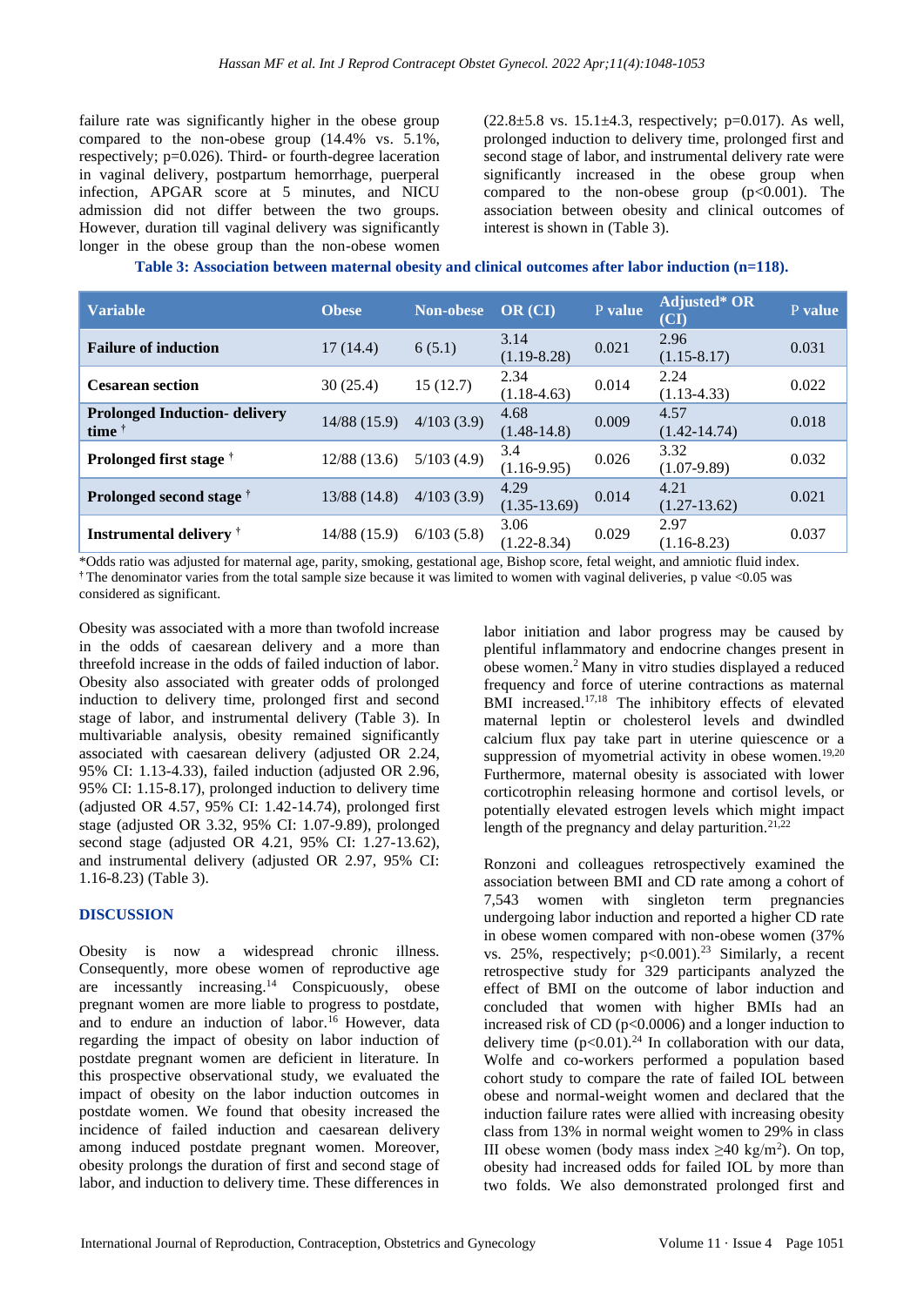failure rate was significantly higher in the obese group compared to the non-obese group (14.4% vs. 5.1%, respectively; p=0.026). Third- or fourth-degree laceration in vaginal delivery, postpartum hemorrhage, puerperal infection, APGAR score at 5 minutes, and NICU admission did not differ between the two groups. However, duration till vaginal delivery was significantly longer in the obese group than the non-obese women (22.8±5.8 vs. 15.1±4.3, respectively; p=0.017). As well, prolonged induction to delivery time, prolonged first and second stage of labor, and instrumental delivery rate were significantly increased in the obese group when compared to the non-obese group (p<0.001). The association between obesity and clinical outcomes of interest is shown in (Table 3).

**Table 3: Association between maternal obesity and clinical outcomes after labor induction (n=118).**

| Variable | Obese | Non-obese | OR (CI) | P value | Adjusted* OR (CI) | P value |
|---|---|---|---|---|---|---|
| **Failure of induction** | 17 (14.4) | 6 (5.1) | 3.14 (1.19-8.28) | 0.021 | 2.96 (1.15-8.17) | 0.031 |
| **Cesarean section** | 30 (25.4) | 15 (12.7) | 2.34 (1.18-4.63) | 0.014 | 2.24 (1.13-4.33) | 0.022 |
| **Prolonged Induction- delivery time** † | 14/88 (15.9) | 4/103 (3.9) | 4.68 (1.48-14.8) | 0.009 | 4.57 (1.42-14.74) | 0.018 |
| **Prolonged first stage** † | 12/88 (13.6) | 5/103 (4.9) | 3.4 (1.16-9.95) | 0.026 | 3.32 (1.07-9.89) | 0.032 |
| **Prolonged second stage** † | 13/88 (14.8) | 4/103 (3.9) | 4.29 (1.35-13.69) | 0.014 | 4.21 (1.27-13.62) | 0.021 |
| **Instrumental delivery** † | 14/88 (15.9) | 6/103 (5.8) | 3.06 (1.22-8.34) | 0.029 | 2.97 (1.16-8.23) | 0.037 |

*Odds ratio was adjusted for maternal age, parity, smoking, gestational age, Bishop score, fetal weight, and amniotic fluid index.
† The denominator varies from the total sample size because it was limited to women with vaginal deliveries, p value <0.05 was considered as significant.

Obesity was associated with a more than twofold increase in the odds of caesarean delivery and a more than threefold increase in the odds of failed induction of labor. Obesity also associated with greater odds of prolonged induction to delivery time, prolonged first and second stage of labor, and instrumental delivery (Table 3). In multivariable analysis, obesity remained significantly associated with caesarean delivery (adjusted OR 2.24, 95% CI: 1.13-4.33), failed induction (adjusted OR 2.96, 95% CI: 1.15-8.17), prolonged induction to delivery time (adjusted OR 4.57, 95% CI: 1.42-14.74), prolonged first stage (adjusted OR 3.32, 95% CI: 1.07-9.89), prolonged second stage (adjusted OR 4.21, 95% CI: 1.27-13.62), and instrumental delivery (adjusted OR 2.97, 95% CI: 1.16-8.23) (Table 3).

## DISCUSSION

Obesity is now a widespread chronic illness. Consequently, more obese women of reproductive age are incessantly increasing.[14] Conspicuously, obese pregnant women are more liable to progress to postdate, and to endure an induction of labor.[16] However, data regarding the impact of obesity on labor induction of postdate pregnant women are deficient in literature. In this prospective observational study, we evaluated the impact of obesity on the labor induction outcomes in postdate women. We found that obesity increased the incidence of failed induction and caesarean delivery among induced postdate pregnant women. Moreover, obesity prolongs the duration of first and second stage of labor, and induction to delivery time. These differences in labor initiation and labor progress may be caused by plentiful inflammatory and endocrine changes present in obese women.[2] Many in vitro studies displayed a reduced frequency and force of uterine contractions as maternal BMI increased.[17,18] The inhibitory effects of elevated maternal leptin or cholesterol levels and dwindled calcium flux pay take part in uterine quiescence or a suppression of myometrial activity in obese women.[19,20] Furthermore, maternal obesity is associated with lower corticotrophin releasing hormone and cortisol levels, or potentially elevated estrogen levels which might impact length of the pregnancy and delay parturition.[21,22]

Ronzoni and colleagues retrospectively examined the association between BMI and CD rate among a cohort of 7,543 women with singleton term pregnancies undergoing labor induction and reported a higher CD rate in obese women compared with non-obese women (37% vs. 25%, respectively; p<0.001).[23] Similarly, a recent retrospective study for 329 participants analyzed the effect of BMI on the outcome of labor induction and concluded that women with higher BMIs had an increased risk of CD (p<0.0006) and a longer induction to delivery time (p<0.01).[24] In collaboration with our data, Wolfe and co-workers performed a population based cohort study to compare the rate of failed IOL between obese and normal-weight women and declared that the induction failure rates were allied with increasing obesity class from 13% in normal weight women to 29% in class III obese women (body mass index ≥40 kg/m$^2$). On top, obesity had increased odds for failed IOL by more than two folds. We also demonstrated prolonged first and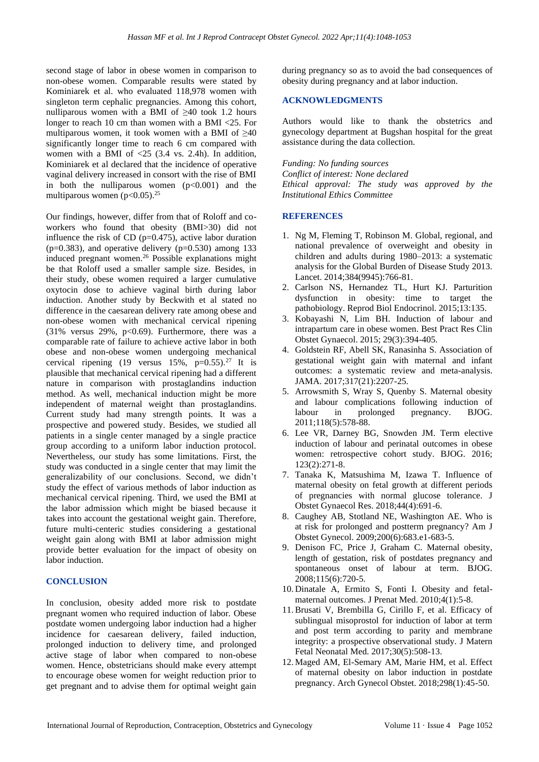second stage of labor in obese women in comparison to non-obese women. Comparable results were stated by Kominiarek et al. who evaluated 118,978 women with singleton term cephalic pregnancies. Among this cohort, nulliparous women with a BMI of ≥40 took 1.2 hours longer to reach 10 cm than women with a BMI <25. For multiparous women, it took women with a BMI of ≥40 significantly longer time to reach 6 cm compared with women with a BMI of <25 (3.4 vs. 2.4h). In addition, Kominiarek et al declared that the incidence of operative vaginal delivery increased in consort with the rise of BMI in both the nulliparous women ($p<0.001$) and the multiparous women ($p<0.05$).[25]

Our findings, however, differ from that of Roloff and co-workers who found that obesity (BMI>30) did not influence the risk of CD ($p=0.475$), active labor duration ($p=0.383$), and operative delivery ($p=0.530$) among 133 induced pregnant women.[26] Possible explanations might be that Roloff used a smaller sample size. Besides, in their study, obese women required a larger cumulative oxytocin dose to achieve vaginal birth during labor induction. Another study by Beckwith et al stated no difference in the caesarean delivery rate among obese and non-obese women with mechanical cervical ripening (31% versus 29%, $p<0.69$). Furthermore, there was a comparable rate of failure to achieve active labor in both obese and non-obese women undergoing mechanical cervical ripening (19 versus 15%, $p=0.55$).[27] It is plausible that mechanical cervical ripening had a different nature in comparison with prostaglandins induction method. As well, mechanical induction might be more independent of maternal weight than prostaglandins. Current study had many strength points. It was a prospective and powered study. Besides, we studied all patients in a single center managed by a single practice group according to a uniform labor induction protocol. Nevertheless, our study has some limitations. First, the study was conducted in a single center that may limit the generalizability of our conclusions. Second, we didn't study the effect of various methods of labor induction as mechanical cervical ripening. Third, we used the BMI at the labor admission which might be biased because it takes into account the gestational weight gain. Therefore, future multi-centeric studies considering a gestational weight gain along with BMI at labor admission might provide better evaluation for the impact of obesity on labor induction.

## CONCLUSION

In conclusion, obesity added more risk to postdate pregnant women who required induction of labor. Obese postdate women undergoing labor induction had a higher incidence for caesarean delivery, failed induction, prolonged induction to delivery time, and prolonged active stage of labor when compared to non-obese women. Hence, obstetricians should make every attempt to encourage obese women for weight reduction prior to get pregnant and to advise them for optimal weight gain during pregnancy so as to avoid the bad consequences of obesity during pregnancy and at labor induction.

## ACKNOWLEDGMENTS

Authors would like to thank the obstetrics and gynecology department at Bugshan hospital for the great assistance during the data collection.

*Funding: No funding sources*
*Conflict of interest: None declared*
*Ethical approval: The study was approved by the Institutional Ethics Committee*

## REFERENCES

1. Ng M, Fleming T, Robinson M. Global, regional, and national prevalence of overweight and obesity in children and adults during 1980–2013: a systematic analysis for the Global Burden of Disease Study 2013. Lancet. 2014;384(9945):766-81.
2. Carlson NS, Hernandez TL, Hurt KJ. Parturition dysfunction in obesity: time to target the pathobiology. Reprod Biol Endocrinol. 2015;13:135.
3. Kobayashi N, Lim BH. Induction of labour and intrapartum care in obese women. Best Pract Res Clin Obstet Gynaecol. 2015; 29(3):394-405.
4. Goldstein RF, Abell SK, Ranasinha S. Association of gestational weight gain with maternal and infant outcomes: a systematic review and meta-analysis. JAMA. 2017;317(21):2207-25.
5. Arrowsmith S, Wray S, Quenby S. Maternal obesity and labour complications following induction of labour in prolonged pregnancy. BJOG. 2011;118(5):578-88.
6. Lee VR, Darney BG, Snowden JM. Term elective induction of labour and perinatal outcomes in obese women: retrospective cohort study. BJOG. 2016; 123(2):271-8.
7. Tanaka K, Matsushima M, Izawa T. Influence of maternal obesity on fetal growth at different periods of pregnancies with normal glucose tolerance. J Obstet Gynaecol Res. 2018;44(4):691-6.
8. Caughey AB, Stotland NE, Washington AE. Who is at risk for prolonged and postterm pregnancy? Am J Obstet Gynecol. 2009;200(6):683.e1-683-5.
9. Denison FC, Price J, Graham C. Maternal obesity, length of gestation, risk of postdates pregnancy and spontaneous onset of labour at term. BJOG. 2008;115(6):720-5.
10. Dinatale A, Ermito S, Fonti I. Obesity and fetal-maternal outcomes. J Prenat Med. 2010;4(1):5-8.
11. Brusati V, Brembilla G, Cirillo F, et al. Efficacy of sublingual misoprostol for induction of labor at term and post term according to parity and membrane integrity: a prospective observational study. J Matern Fetal Neonatal Med. 2017;30(5):508-13.
12. Maged AM, El-Semary AM, Marie HM, et al. Effect of maternal obesity on labor induction in postdate pregnancy. Arch Gynecol Obstet. 2018;298(1):45-50.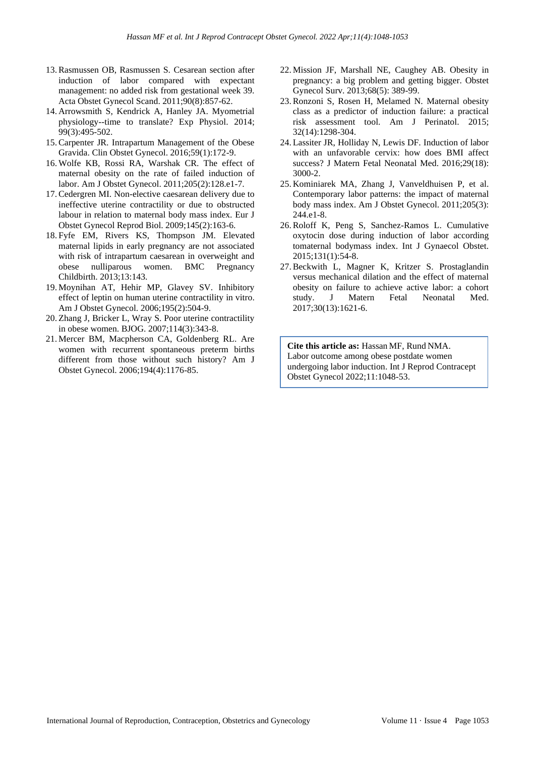13. Rasmussen OB, Rasmussen S. Cesarean section after induction of labor compared with expectant management: no added risk from gestational week 39. Acta Obstet Gynecol Scand. 2011;90(8):857-62.
14. Arrowsmith S, Kendrick A, Hanley JA. Myometrial physiology--time to translate? Exp Physiol. 2014; 99(3):495-502.
15. Carpenter JR. Intrapartum Management of the Obese Gravida. Clin Obstet Gynecol. 2016;59(1):172-9.
16. Wolfe KB, Rossi RA, Warshak CR. The effect of maternal obesity on the rate of failed induction of labor. Am J Obstet Gynecol. 2011;205(2):128.e1-7.
17. Cedergren MI. Non-elective caesarean delivery due to ineffective uterine contractility or due to obstructed labour in relation to maternal body mass index. Eur J Obstet Gynecol Reprod Biol. 2009;145(2):163-6.
18. Fyfe EM, Rivers KS, Thompson JM. Elevated maternal lipids in early pregnancy are not associated with risk of intrapartum caesarean in overweight and obese nulliparous women. BMC Pregnancy Childbirth. 2013;13:143.
19. Moynihan AT, Hehir MP, Glavey SV. Inhibitory effect of leptin on human uterine contractility in vitro. Am J Obstet Gynecol. 2006;195(2):504-9.
20. Zhang J, Bricker L, Wray S. Poor uterine contractility in obese women. BJOG. 2007;114(3):343-8.
21. Mercer BM, Macpherson CA, Goldenberg RL. Are women with recurrent spontaneous preterm births different from those without such history? Am J Obstet Gynecol. 2006;194(4):1176-85.
22. Mission JF, Marshall NE, Caughey AB. Obesity in pregnancy: a big problem and getting bigger. Obstet Gynecol Surv. 2013;68(5): 389-99.
23. Ronzoni S, Rosen H, Melamed N. Maternal obesity class as a predictor of induction failure: a practical risk assessment tool. Am J Perinatol. 2015; 32(14):1298-304.
24. Lassiter JR, Holliday N, Lewis DF. Induction of labor with an unfavorable cervix: how does BMI affect success? J Matern Fetal Neonatal Med. 2016;29(18): 3000-2.
25. Kominiarek MA, Zhang J, Vanveldhuisen P, et al. Contemporary labor patterns: the impact of maternal body mass index. Am J Obstet Gynecol. 2011;205(3): 244.e1-8.
26. Roloff K, Peng S, Sanchez-Ramos L. Cumulative oxytocin dose during induction of labor according tomaternal bodymass index. Int J Gynaecol Obstet. 2015;131(1):54-8.
27. Beckwith L, Magner K, Kritzer S. Prostaglandin versus mechanical dilation and the effect of maternal obesity on failure to achieve active labor: a cohort study. J Matern Fetal Neonatal Med. 2017;30(13):1621-6.

**Cite this article as:** Hassan MF, Rund NMA. Labor outcome among obese postdate women undergoing labor induction. Int J Reprod Contracept Obstet Gynecol 2022;11:1048-53.